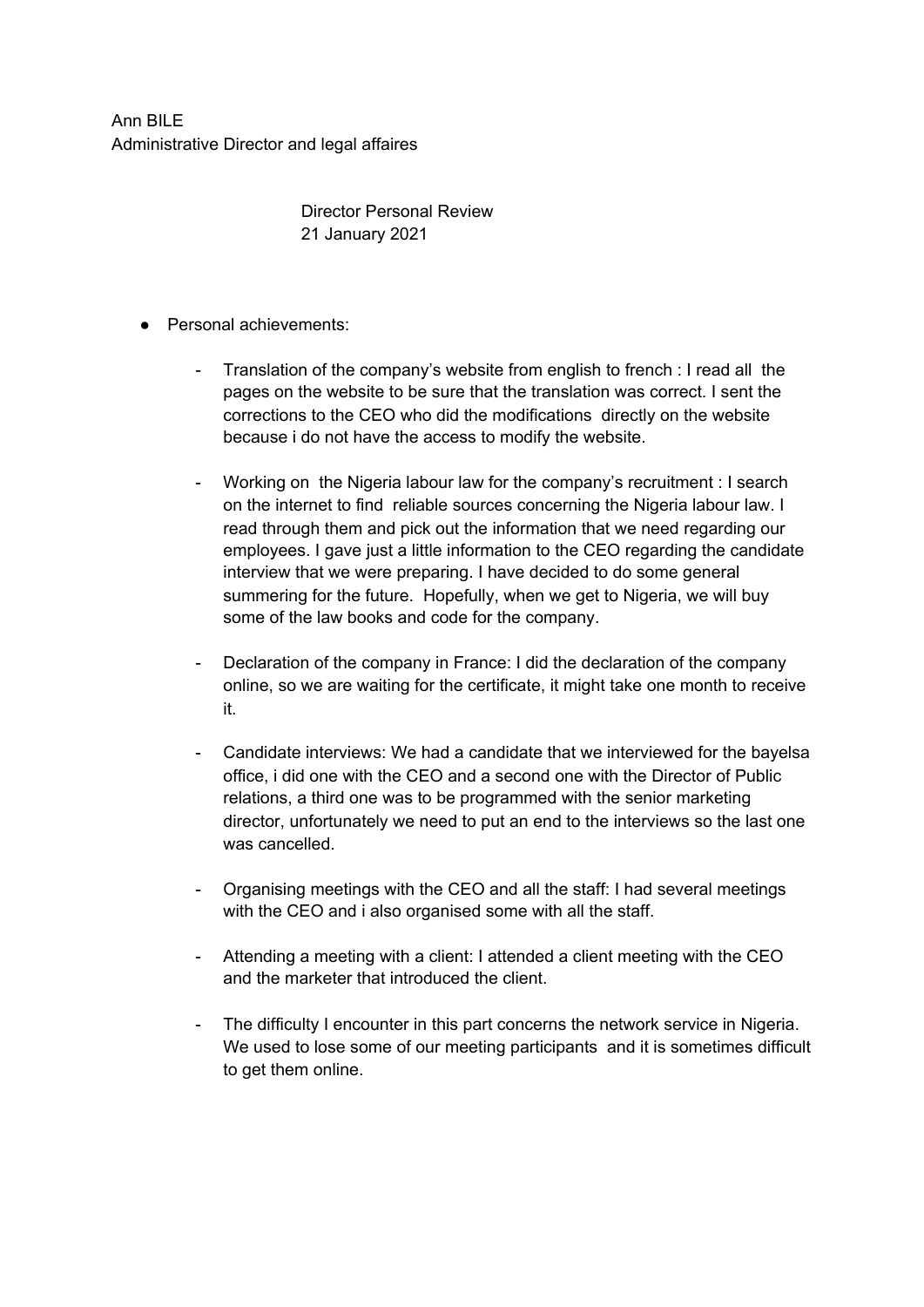Ann BILE
Administrative Director and legal affaires

Director Personal Review
21 January 2021

- Personal achievements:

  - Translation of the company's website from english to french : I read all the pages on the website to be sure that the translation was correct. I sent the corrections to the CEO who did the modifications directly on the website because i do not have the access to modify the website.

  - Working on the Nigeria labour law for the company's recruitment : I search on the internet to find reliable sources concerning the Nigeria labour law. I read through them and pick out the information that we need regarding our employees. I gave just a little information to the CEO regarding the candidate interview that we were preparing. I have decided to do some general summering for the future. Hopefully, when we get to Nigeria, we will buy some of the law books and code for the company.

  - Declaration of the company in France: I did the declaration of the company online, so we are waiting for the certificate, it might take one month to receive it.

  - Candidate interviews: We had a candidate that we interviewed for the bayelsa office, i did one with the CEO and a second one with the Director of Public relations, a third one was to be programmed with the senior marketing director, unfortunately we need to put an end to the interviews so the last one was cancelled.

  - Organising meetings with the CEO and all the staff: I had several meetings with the CEO and i also organised some with all the staff.

  - Attending a meeting with a client: I attended a client meeting with the CEO and the marketer that introduced the client.

  - The difficulty I encounter in this part concerns the network service in Nigeria. We used to lose some of our meeting participants and it is sometimes difficult to get them online.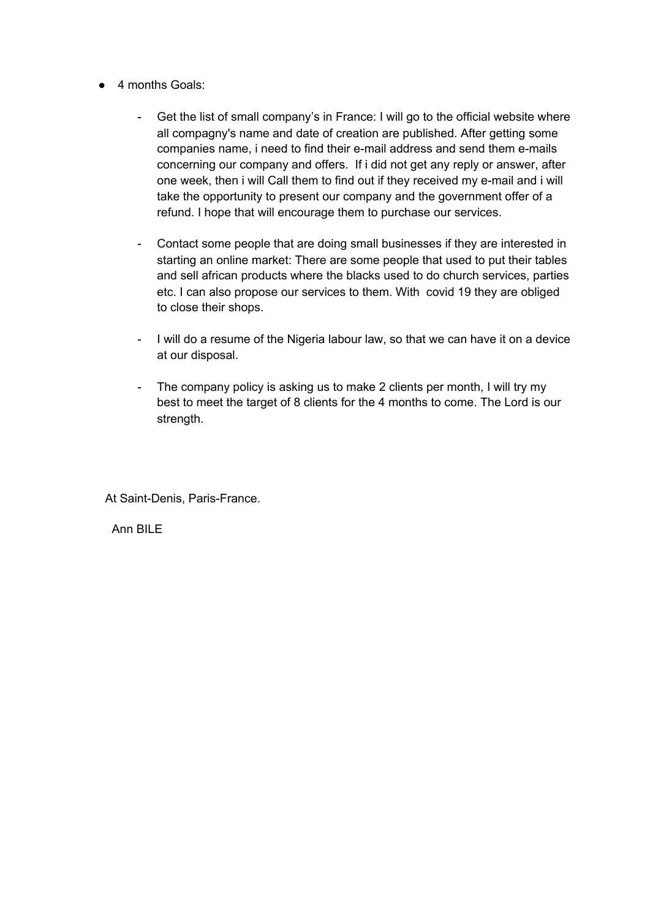- 4 months Goals:

  - Get the list of small company's in France: I will go to the official website where all compagny's name and date of creation are published. After getting some companies name, i need to find their e-mail address and send them e-mails concerning our company and offers.  If i did not get any reply or answer, after one week, then i will Call them to find out if they received my e-mail and i will take the opportunity to present our company and the government offer of a refund. I hope that will encourage them to purchase our services.

  - Contact some people that are doing small businesses if they are interested in starting an online market: There are some people that used to put their tables and sell african products where the blacks used to do church services, parties etc. I can also propose our services to them. With  covid 19 they are obliged to close their shops.

  - I will do a resume of the Nigeria labour law, so that we can have it on a device at our disposal.

  - The company policy is asking us to make 2 clients per month, I will try my best to meet the target of 8 clients for the 4 months to come. The Lord is our strength.

At Saint-Denis, Paris-France.

Ann BILE